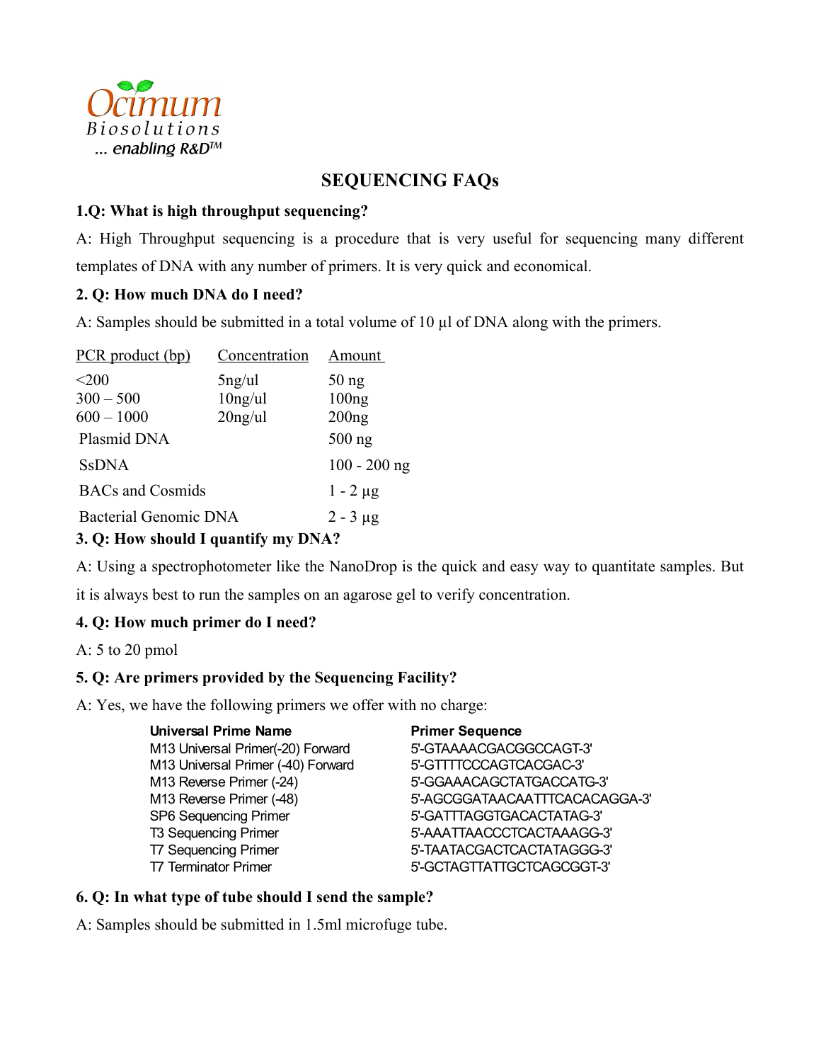# SEQUENCING FAQs

**1.Q: What is high throughput sequencing?**

A: High Throughput sequencing is a procedure that is very useful for sequencing many different templates of DNA with any number of primers. It is very quick and economical.

**2. Q: How much DNA do I need?**

A: Samples should be submitted in a total volume of 10 µl of DNA along with the primers.

| PCR product (bp) | Concentration | Amount |
|---|---|---|
| <200 | 5ng/ul | 50 ng |
| 300 – 500 | 10ng/ul | 100ng |
| 600 – 1000 | 20ng/ul | 200ng |
| Plasmid DNA | | 500 ng |
| SsDNA | | 100 - 200 ng |
| BACs and Cosmids | | 1 - 2 µg |
| Bacterial Genomic DNA | | 2 - 3 µg |

**3. Q: How should I quantify my DNA?**

A: Using a spectrophotometer like the NanoDrop is the quick and easy way to quantitate samples. But it is always best to run the samples on an agarose gel to verify concentration.

**4. Q: How much primer do I need?**

A: 5 to 20 pmol

**5. Q: Are primers provided by the Sequencing Facility?**

A: Yes, we have the following primers we offer with no charge:

| Universal Prime Name | Primer Sequence |
|---|---|
| M13 Universal Primer(-20) Forward | 5'-GTAAAACGACGGCCAGT-3' |
| M13 Universal Primer (-40) Forward | 5'-GTTTTCCCAGTCACGAC-3' |
| M13 Reverse Primer (-24) | 5'-GGAAACAGCTATGACCATG-3' |
| M13 Reverse Primer (-48) | 5'-AGCGGATAACAATTTCACACAGGA-3' |
| SP6 Sequencing Primer | 5'-GATTTAGGTGACACTATAG-3' |
| T3 Sequencing Primer | 5'-AAATTAACCCTCACTAAAGG-3' |
| T7 Sequencing Primer | 5'-TAATACGACTCACTATAGGG-3' |
| T7 Terminator Primer | 5'-GCTAGTTATTGCTCAGCGGT-3' |

**6. Q: In what type of tube should I send the sample?**

A: Samples should be submitted in 1.5ml microfuge tube.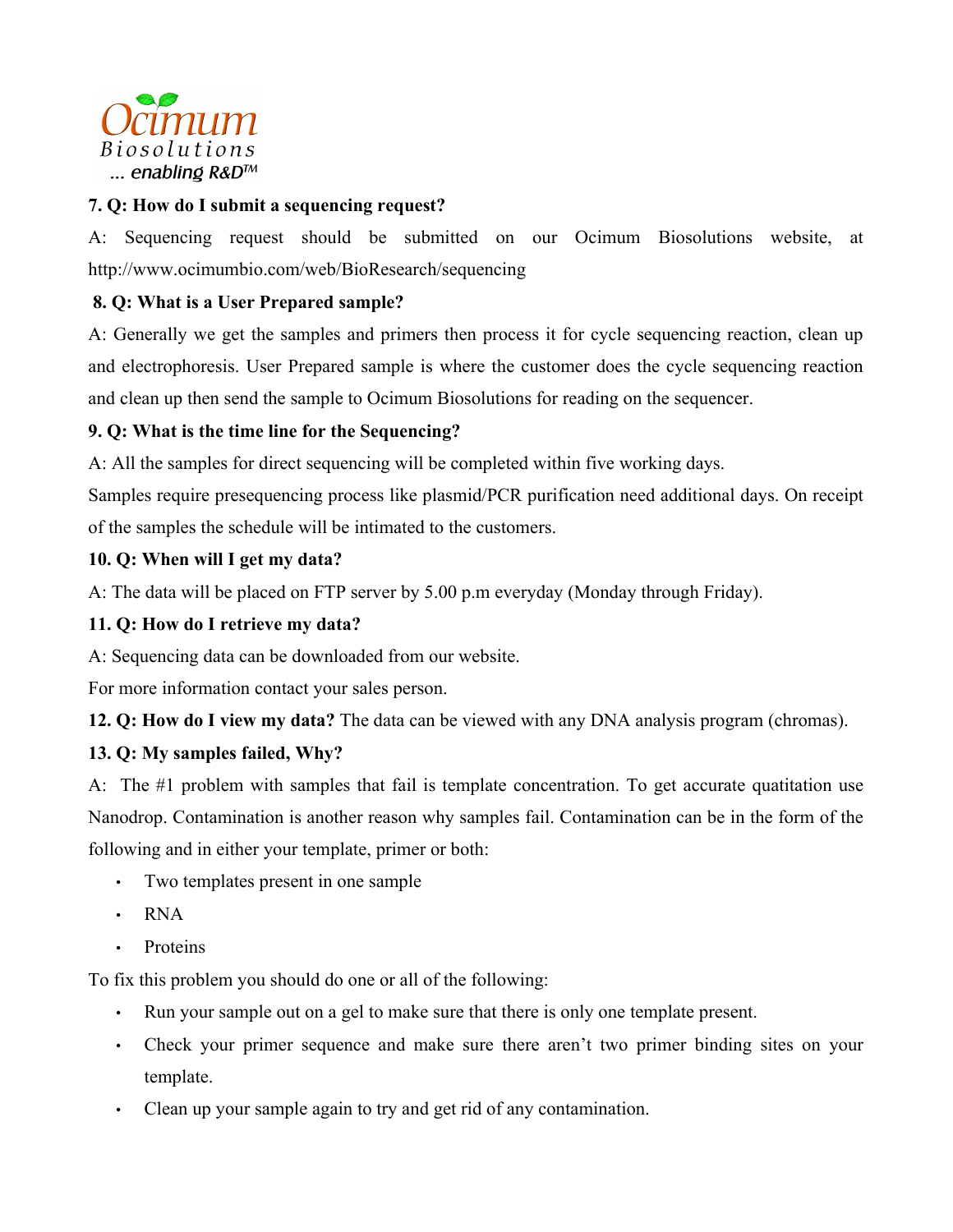Ocimum Biosolutions
... enabling R&D™

**7. Q: How do I submit a sequencing request?**

A: Sequencing request should be submitted on our Ocimum Biosolutions website, at http://www.ocimumbio.com/web/BioResearch/sequencing

**8. Q: What is a User Prepared sample?**

A: Generally we get the samples and primers then process it for cycle sequencing reaction, clean up and electrophoresis. User Prepared sample is where the customer does the cycle sequencing reaction and clean up then send the sample to Ocimum Biosolutions for reading on the sequencer.

**9. Q: What is the time line for the Sequencing?**

A: All the samples for direct sequencing will be completed within five working days.

Samples require presequencing process like plasmid/PCR purification need additional days. On receipt of the samples the schedule will be intimated to the customers.

**10. Q: When will I get my data?**

A: The data will be placed on FTP server by 5.00 p.m everyday (Monday through Friday).

**11. Q: How do I retrieve my data?**

A: Sequencing data can be downloaded from our website.

For more information contact your sales person.

**12. Q: How do I view my data?** The data can be viewed with any DNA analysis program (chromas).

**13. Q: My samples failed, Why?**

A: The #1 problem with samples that fail is template concentration. To get accurate quatitation use Nanodrop. Contamination is another reason why samples fail. Contamination can be in the form of the following and in either your template, primer or both:

- Two templates present in one sample
- RNA
- Proteins

To fix this problem you should do one or all of the following:

- Run your sample out on a gel to make sure that there is only one template present.
- Check your primer sequence and make sure there aren't two primer binding sites on your template.
- Clean up your sample again to try and get rid of any contamination.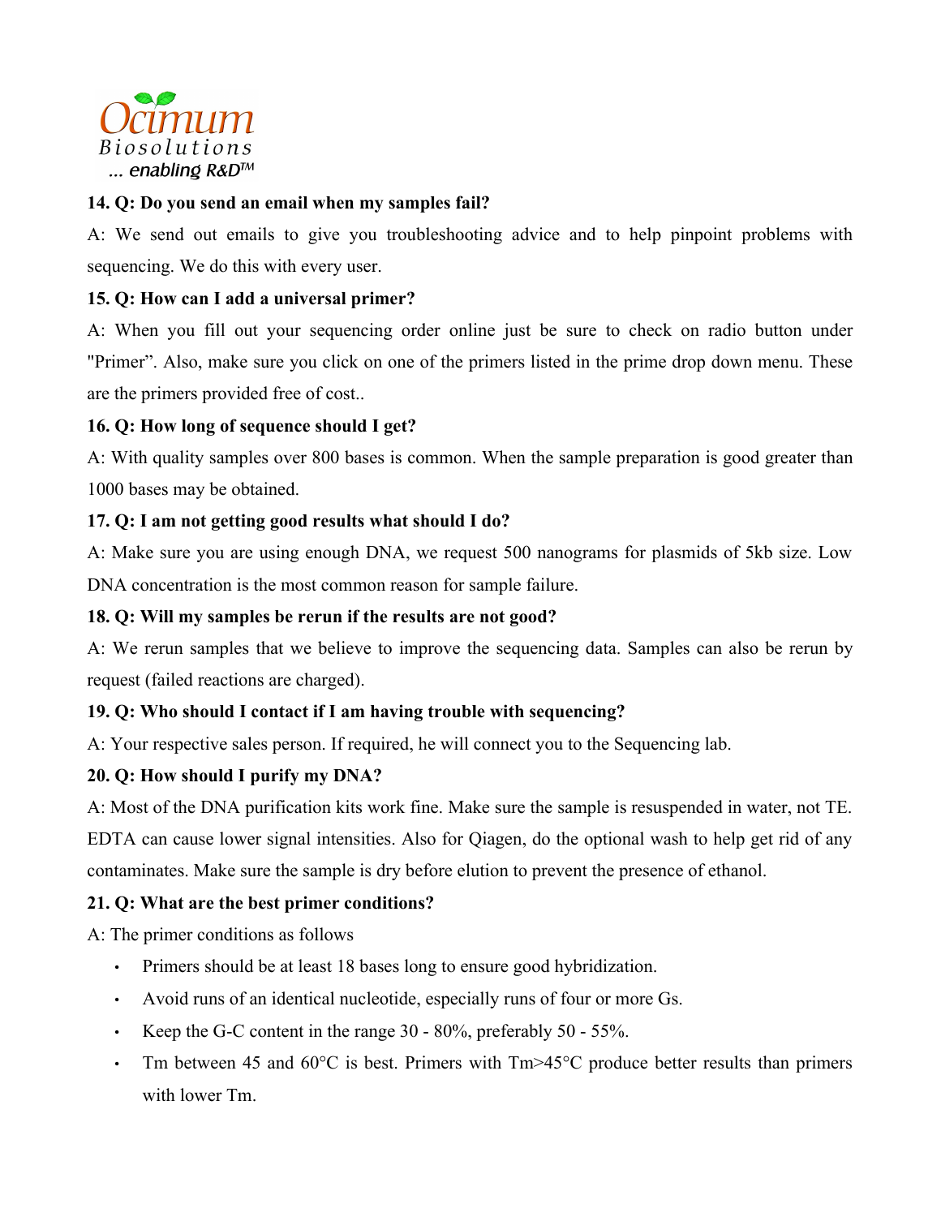**14. Q: Do you send an email when my samples fail?**

A: We send out emails to give you troubleshooting advice and to help pinpoint problems with sequencing. We do this with every user.

**15. Q: How can I add a universal primer?**

A: When you fill out your sequencing order online just be sure to check on radio button under "Primer". Also, make sure you click on one of the primers listed in the prime drop down menu. These are the primers provided free of cost..

**16. Q: How long of sequence should I get?**

A: With quality samples over 800 bases is common. When the sample preparation is good greater than 1000 bases may be obtained.

**17. Q: I am not getting good results what should I do?**

A: Make sure you are using enough DNA, we request 500 nanograms for plasmids of 5kb size. Low DNA concentration is the most common reason for sample failure.

**18. Q: Will my samples be rerun if the results are not good?**

A: We rerun samples that we believe to improve the sequencing data. Samples can also be rerun by request (failed reactions are charged).

**19. Q: Who should I contact if I am having trouble with sequencing?**

A: Your respective sales person. If required, he will connect you to the Sequencing lab.

**20. Q: How should I purify my DNA?**

A: Most of the DNA purification kits work fine. Make sure the sample is resuspended in water, not TE. EDTA can cause lower signal intensities. Also for Qiagen, do the optional wash to help get rid of any contaminates. Make sure the sample is dry before elution to prevent the presence of ethanol.

**21. Q: What are the best primer conditions?**

A: The primer conditions as follows

- Primers should be at least 18 bases long to ensure good hybridization.
- Avoid runs of an identical nucleotide, especially runs of four or more Gs.
- Keep the G-C content in the range 30 - 80%, preferably 50 - 55%.
- Tm between 45 and 60°C is best. Primers with Tm>45°C produce better results than primers with lower Tm.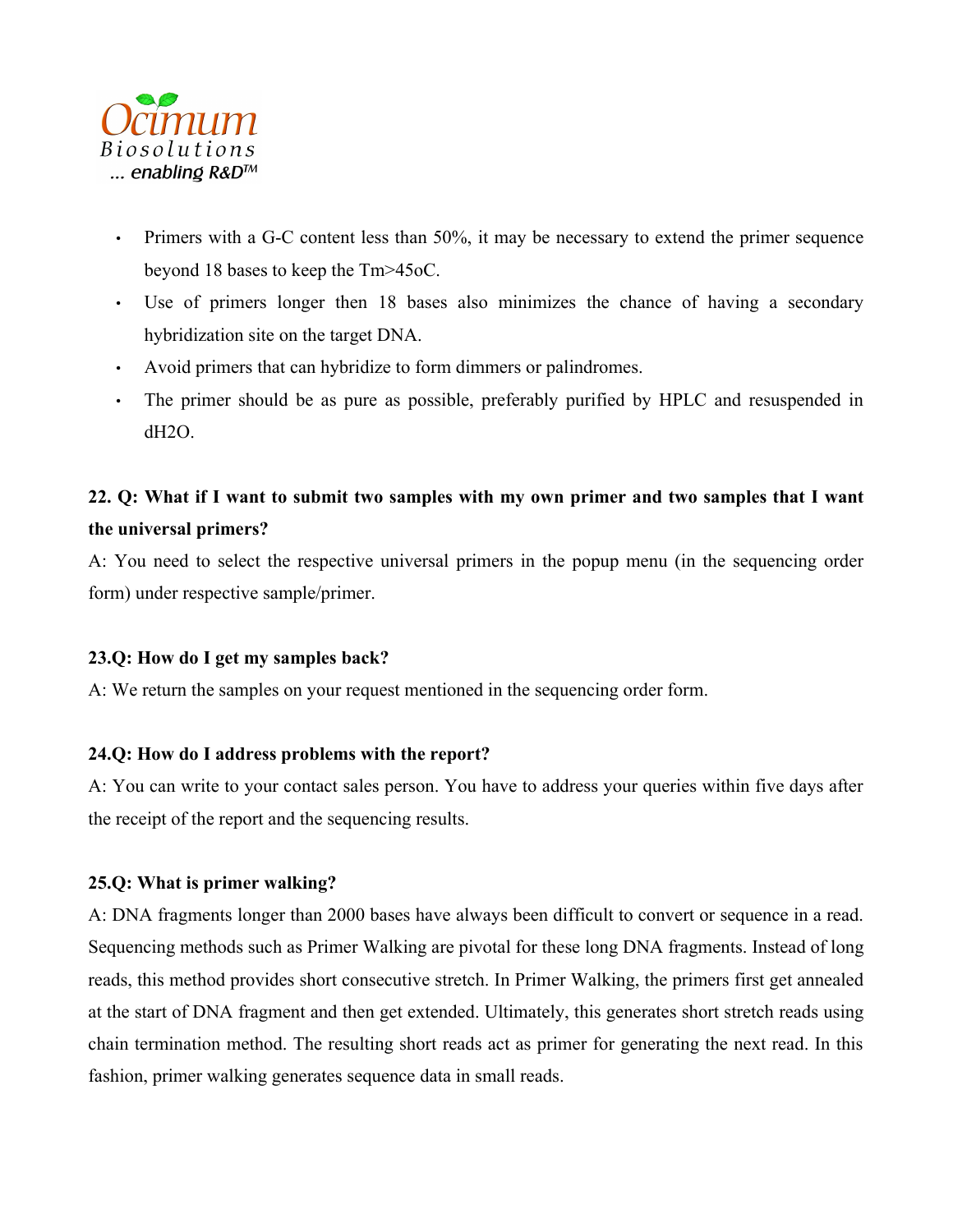- Primers with a G-C content less than 50%, it may be necessary to extend the primer sequence beyond 18 bases to keep the Tm>45oC.
- Use of primers longer then 18 bases also minimizes the chance of having a secondary hybridization site on the target DNA.
- Avoid primers that can hybridize to form dimmers or palindromes.
- The primer should be as pure as possible, preferably purified by HPLC and resuspended in dH2O.

**22. Q: What if I want to submit two samples with my own primer and two samples that I want the universal primers?**

A: You need to select the respective universal primers in the popup menu (in the sequencing order form) under respective sample/primer.

**23.Q: How do I get my samples back?**

A: We return the samples on your request mentioned in the sequencing order form.

**24.Q: How do I address problems with the report?**

A: You can write to your contact sales person. You have to address your queries within five days after the receipt of the report and the sequencing results.

**25.Q: What is primer walking?**

A: DNA fragments longer than 2000 bases have always been difficult to convert or sequence in a read. Sequencing methods such as Primer Walking are pivotal for these long DNA fragments. Instead of long reads, this method provides short consecutive stretch. In Primer Walking, the primers first get annealed at the start of DNA fragment and then get extended. Ultimately, this generates short stretch reads using chain termination method. The resulting short reads act as primer for generating the next read. In this fashion, primer walking generates sequence data in small reads.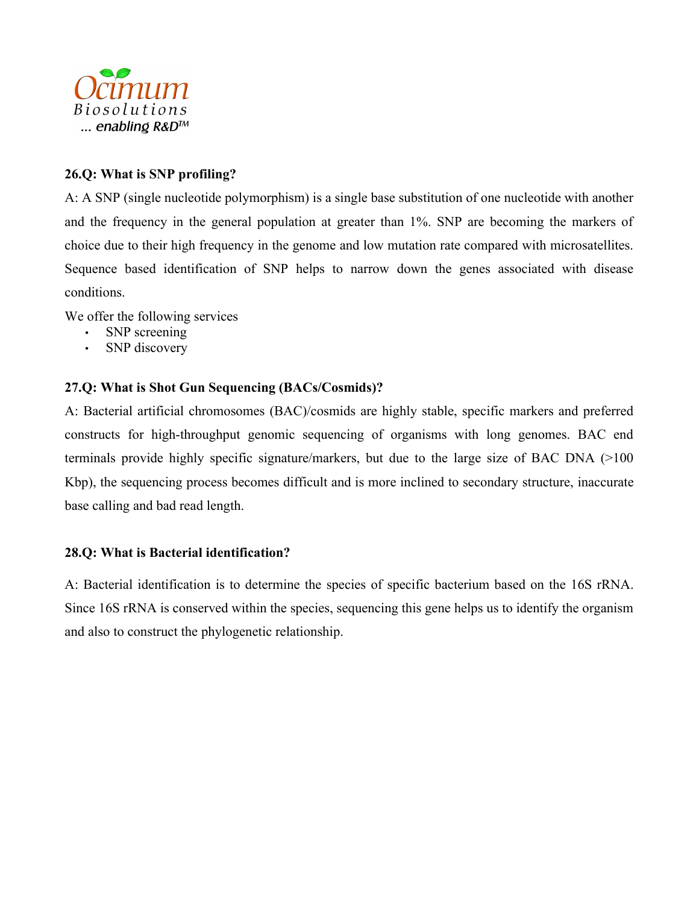**26.Q: What is SNP profiling?**

A: A SNP (single nucleotide polymorphism) is a single base substitution of one nucleotide with another and the frequency in the general population at greater than 1%. SNP are becoming the markers of choice due to their high frequency in the genome and low mutation rate compared with microsatellites. Sequence based identification of SNP helps to narrow down the genes associated with disease conditions.

We offer the following services

- SNP screening
- SNP discovery

**27.Q: What is Shot Gun Sequencing (BACs/Cosmids)?**

A: Bacterial artificial chromosomes (BAC)/cosmids are highly stable, specific markers and preferred constructs for high-throughput genomic sequencing of organisms with long genomes. BAC end terminals provide highly specific signature/markers, but due to the large size of BAC DNA (>100 Kbp), the sequencing process becomes difficult and is more inclined to secondary structure, inaccurate base calling and bad read length.

**28.Q: What is Bacterial identification?**

A: Bacterial identification is to determine the species of specific bacterium based on the 16S rRNA. Since 16S rRNA is conserved within the species, sequencing this gene helps us to identify the organism and also to construct the phylogenetic relationship.